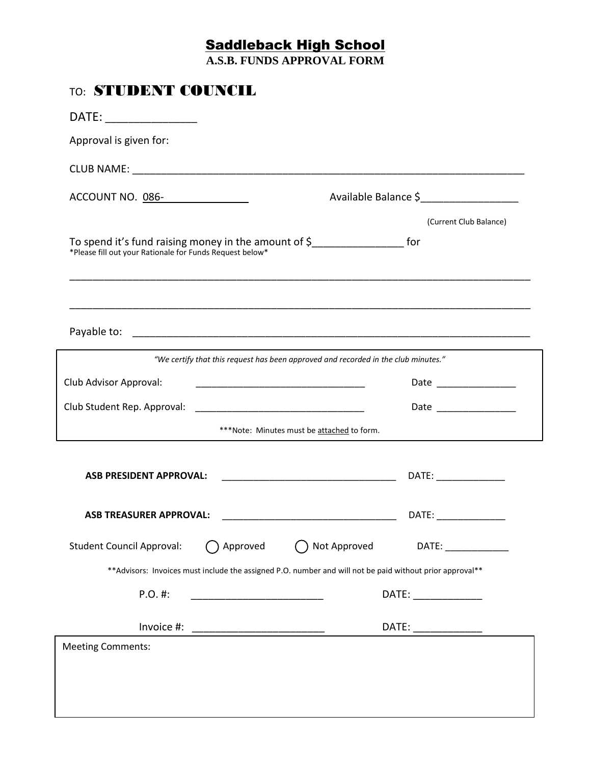# Saddleback High School

## A.S.B. FUNDS APPROVAL FORM

TO: **STUDENT COUNCIL**

DATE: ______________

Approval is given for:

CLUB NAME: ______________________________________________________________________

ACCOUNT NO. 086-_______________ Available Balance $_________________

(Current Club Balance)

To spend it's fund raising money in the amount of $_______________ for

*Please fill out your Rationale for Funds Request below*

_____________________________________________________________________________

_____________________________________________________________________________

Payable to: ______________________________________________________________________

*"We certify that this request has been approved and recorded in the club minutes."*

Club Advisor Approval: _______________________________ Date _______________

Club Student Rep. Approval: _______________________________ Date _______________

***Note: Minutes must be attached to form.

**ASB PRESIDENT APPROVAL:** _______________________________ DATE: _____________

**ASB TREASURER APPROVAL:** _______________________________ DATE: _____________

Student Council Approval: ◯ Approved ◯ Not Approved DATE: ____________

**Advisors: Invoices must include the assigned P.O. number and will not be paid without prior approval**

P.O. #: _______________________ DATE: ____________

Invoice #: _______________________ DATE: ____________

Meeting Comments: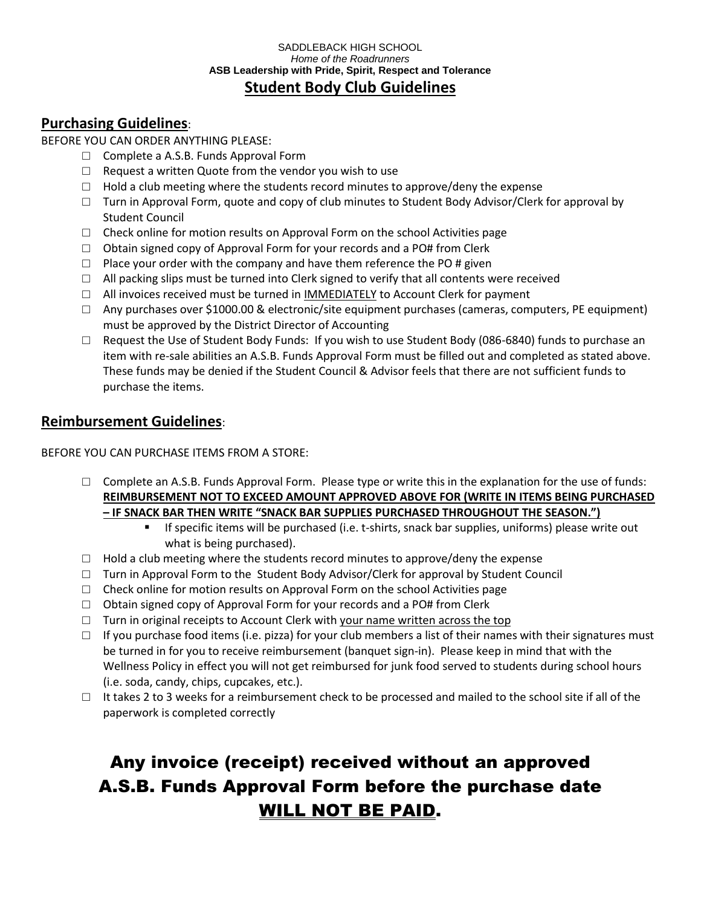SADDLEBACK HIGH SCHOOL

*Home of the Roadrunners*

**ASB Leadership with Pride, Spirit, Respect and Tolerance**

# Student Body Club Guidelines

## Purchasing Guidelines:

BEFORE YOU CAN ORDER ANYTHING PLEASE:

- ☐ Complete a A.S.B. Funds Approval Form
- ☐ Request a written Quote from the vendor you wish to use
- ☐ Hold a club meeting where the students record minutes to approve/deny the expense
- ☐ Turn in Approval Form, quote and copy of club minutes to Student Body Advisor/Clerk for approval by Student Council
- ☐ Check online for motion results on Approval Form on the school Activities page
- ☐ Obtain signed copy of Approval Form for your records and a PO# from Clerk
- ☐ Place your order with the company and have them reference the PO # given
- ☐ All packing slips must be turned into Clerk signed to verify that all contents were received
- ☐ All invoices received must be turned in IMMEDIATELY to Account Clerk for payment
- ☐ Any purchases over $1000.00 & electronic/site equipment purchases (cameras, computers, PE equipment) must be approved by the District Director of Accounting
- ☐ Request the Use of Student Body Funds: If you wish to use Student Body (086-6840) funds to purchase an item with re-sale abilities an A.S.B. Funds Approval Form must be filled out and completed as stated above. These funds may be denied if the Student Council & Advisor feels that there are not sufficient funds to purchase the items.

## Reimbursement Guidelines:

BEFORE YOU CAN PURCHASE ITEMS FROM A STORE:

- ☐ Complete an A.S.B. Funds Approval Form. Please type or write this in the explanation for the use of funds: **REIMBURSEMENT NOT TO EXCEED AMOUNT APPROVED ABOVE FOR (WRITE IN ITEMS BEING PURCHASED – IF SNACK BAR THEN WRITE "SNACK BAR SUPPLIES PURCHASED THROUGHOUT THE SEASON.")**
    - If specific items will be purchased (i.e. t-shirts, snack bar supplies, uniforms) please write out what is being purchased).
- ☐ Hold a club meeting where the students record minutes to approve/deny the expense
- ☐ Turn in Approval Form to the Student Body Advisor/Clerk for approval by Student Council
- ☐ Check online for motion results on Approval Form on the school Activities page
- ☐ Obtain signed copy of Approval Form for your records and a PO# from Clerk
- ☐ Turn in original receipts to Account Clerk with your name written across the top
- ☐ If you purchase food items (i.e. pizza) for your club members a list of their names with their signatures must be turned in for you to receive reimbursement (banquet sign-in). Please keep in mind that with the Wellness Policy in effect you will not get reimbursed for junk food served to students during school hours (i.e. soda, candy, chips, cupcakes, etc.).
- ☐ It takes 2 to 3 weeks for a reimbursement check to be processed and mailed to the school site if all of the paperwork is completed correctly

## Any invoice (receipt) received without an approved A.S.B. Funds Approval Form before the purchase date WILL NOT BE PAID.